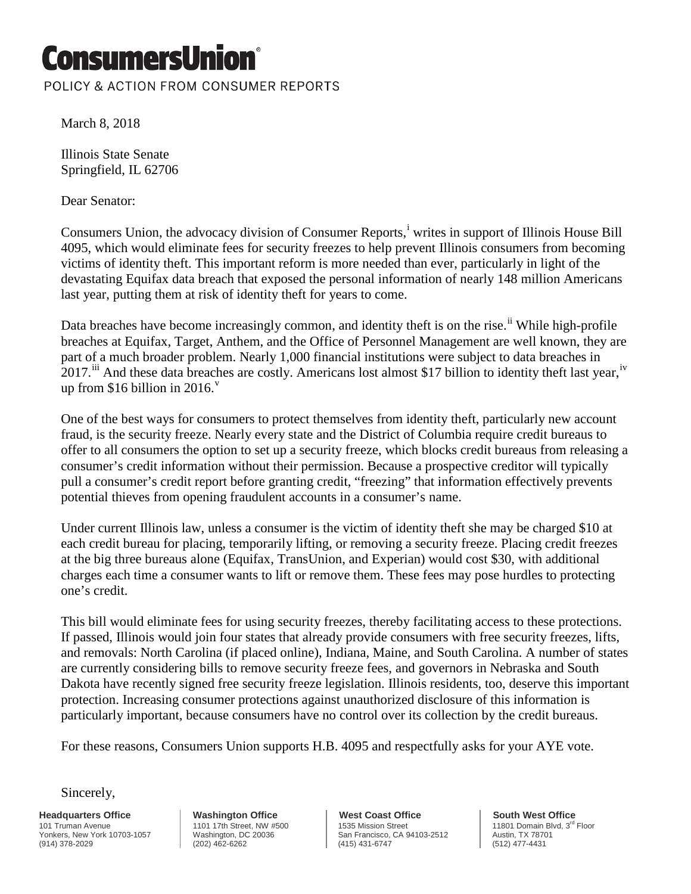# ConsumersUnion®

POLICY & ACTION FROM CONSUMER REPORTS

March 8, 2018

Illinois State Senate
Springfield, IL 62706

Dear Senator:

Consumers Union, the advocacy division of Consumer Reports,[i] writes in support of Illinois House Bill 4095, which would eliminate fees for security freezes to help prevent Illinois consumers from becoming victims of identity theft. This important reform is more needed than ever, particularly in light of the devastating Equifax data breach that exposed the personal information of nearly 148 million Americans last year, putting them at risk of identity theft for years to come.

Data breaches have become increasingly common, and identity theft is on the rise.[ii] While high-profile breaches at Equifax, Target, Anthem, and the Office of Personnel Management are well known, they are part of a much broader problem. Nearly 1,000 financial institutions were subject to data breaches in 2017.[iii] And these data breaches are costly. Americans lost almost $17 billion to identity theft last year,[iv] up from $16 billion in 2016.[v]

One of the best ways for consumers to protect themselves from identity theft, particularly new account fraud, is the security freeze. Nearly every state and the District of Columbia require credit bureaus to offer to all consumers the option to set up a security freeze, which blocks credit bureaus from releasing a consumer's credit information without their permission. Because a prospective creditor will typically pull a consumer's credit report before granting credit, "freezing" that information effectively prevents potential thieves from opening fraudulent accounts in a consumer's name.

Under current Illinois law, unless a consumer is the victim of identity theft she may be charged $10 at each credit bureau for placing, temporarily lifting, or removing a security freeze. Placing credit freezes at the big three bureaus alone (Equifax, TransUnion, and Experian) would cost $30, with additional charges each time a consumer wants to lift or remove them. These fees may pose hurdles to protecting one's credit.

This bill would eliminate fees for using security freezes, thereby facilitating access to these protections. If passed, Illinois would join four states that already provide consumers with free security freezes, lifts, and removals: North Carolina (if placed online), Indiana, Maine, and South Carolina. A number of states are currently considering bills to remove security freeze fees, and governors in Nebraska and South Dakota have recently signed free security freeze legislation. Illinois residents, too, deserve this important protection. Increasing consumer protections against unauthorized disclosure of this information is particularly important, because consumers have no control over its collection by the credit bureaus.

For these reasons, Consumers Union supports H.B. 4095 and respectfully asks for your AYE vote.

Sincerely,

**Headquarters Office**
101 Truman Avenue
Yonkers, New York 10703-1057
(914) 378-2029

**Washington Office**
1101 17th Street, NW #500
Washington, DC 20036
(202) 462-6262

**West Coast Office**
1535 Mission Street
San Francisco, CA 94103-2512
(415) 431-6747

**South West Office**
11801 Domain Blvd, 3rd Floor
Austin, TX 78701
(512) 477-4431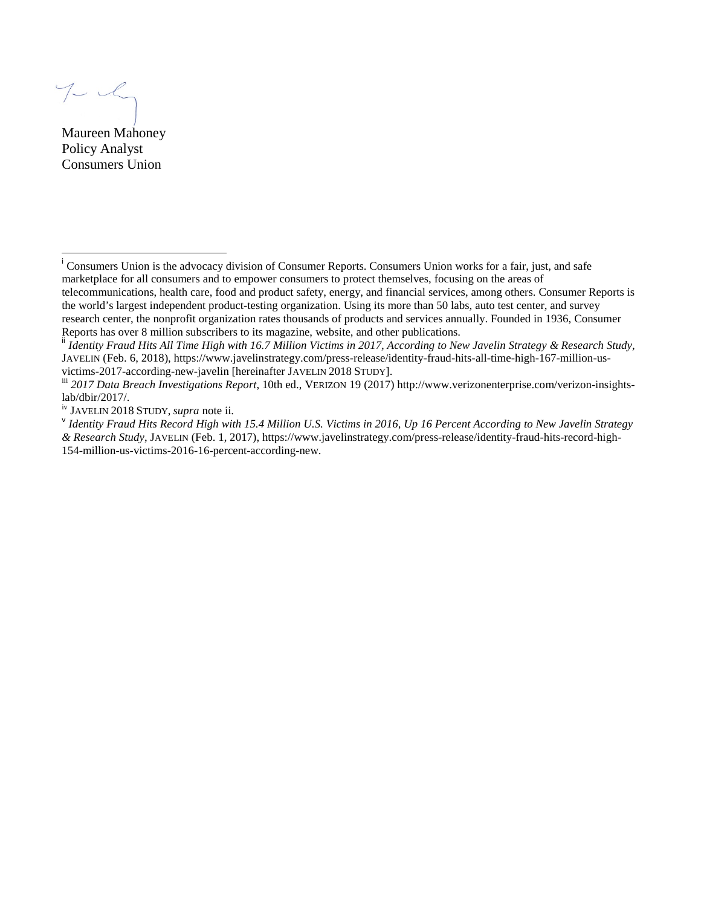Maureen Mahoney
Policy Analyst
Consumers Union

---

[i] Consumers Union is the advocacy division of Consumer Reports. Consumers Union works for a fair, just, and safe marketplace for all consumers and to empower consumers to protect themselves, focusing on the areas of telecommunications, health care, food and product safety, energy, and financial services, among others. Consumer Reports is the world's largest independent product-testing organization. Using its more than 50 labs, auto test center, and survey research center, the nonprofit organization rates thousands of products and services annually. Founded in 1936, Consumer Reports has over 8 million subscribers to its magazine, website, and other publications.

[ii] *Identity Fraud Hits All Time High with 16.7 Million Victims in 2017, According to New Javelin Strategy & Research Study*, JAVELIN (Feb. 6, 2018), https://www.javelinstrategy.com/press-release/identity-fraud-hits-all-time-high-167-million-us-victims-2017-according-new-javelin [hereinafter JAVELIN 2018 STUDY].

[iii] *2017 Data Breach Investigations Report*, 10th ed., VERIZON 19 (2017) http://www.verizonenterprise.com/verizon-insights-lab/dbir/2017/.

[iv] JAVELIN 2018 STUDY, *supra* note ii.

[v] *Identity Fraud Hits Record High with 15.4 Million U.S. Victims in 2016, Up 16 Percent According to New Javelin Strategy & Research Study*, JAVELIN (Feb. 1, 2017), https://www.javelinstrategy.com/press-release/identity-fraud-hits-record-high-154-million-us-victims-2016-16-percent-according-new.